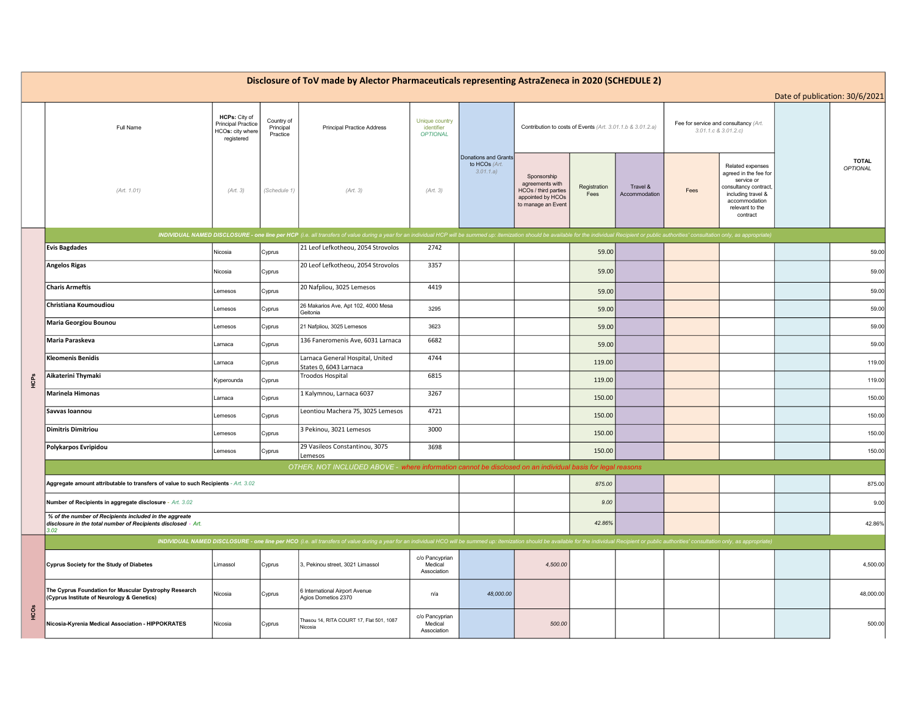# Disclosure of ToV made by Alector Pharmaceuticals representing AstraZeneca in 2020 (SCHEDULE 2)

Date of publication: 30/6/2021

| | Full Name (Art. 1.01) | HCPs: City of Principal Practice HCOs: city where registered (Art. 3) | Country of Principal Practice (Schedule 1) | Principal Practice Address (Art. 3) | Unique country identifier OPTIONAL (Art. 3) | Donations and Grants to HCOs (Art. 3.01.1.a) | Contribution to costs of Events (Art. 3.01.1.b & 3.01.2.a) | | | Fee for service and consultancy (Art. 3.01.1.c & 3.01.2.c) | | | TOTAL OPTIONAL |
|---|---|---|---|---|---|---|---|---|---|---|---|---|---|
| | | | | | | | Sponsorship agreements with HCOs / third parties appointed by HCOs to manage an Event | Registration Fees | Travel & Accommodation | Fees | Related expenses agreed in the fee for service or consultancy contract, including travel & accommodation relevant to the contract | | |
| **HCPs** | ***INDIVIDUAL NAMED DISCLOSURE - one line per HCP** (i.e. all transfers of value during a year for an individual HCP will be summed up: itemization should be available for the individual Recipient or public authorities' consultation only, as appropriate)* | | | | | | | | | | | | |
| | **Evis Bagdades** | Nicosia | Cyprus | 21 Leof Lefkotheou, 2054 Strovolos | 2742 | | | 59.00 | | | | | 59.00 |
| | **Angelos Rigas** | Nicosia | Cyprus | 20 Leof Lefkotheou, 2054 Strovolos | 3357 | | | 59.00 | | | | | 59.00 |
| | **Charis Armeftis** | Lemesos | Cyprus | 20 Nafpliou, 3025 Lemesos | 4419 | | | 59.00 | | | | | 59.00 |
| | **Christiana Koumoudiou** | Lemesos | Cyprus | 26 Makarios Ave, Apt 102, 4000 Mesa Geitonia | 3295 | | | 59.00 | | | | | 59.00 |
| | **Maria Georgiou Bounou** | Lemesos | Cyprus | 21 Nafpliou, 3025 Lemesos | 3623 | | | 59.00 | | | | | 59.00 |
| | **Maria Paraskeva** | Larnaca | Cyprus | 136 Faneromenis Ave, 6031 Larnaca | 6682 | | | 59.00 | | | | | 59.00 |
| | **Kleomenis Benidis** | Larnaca | Cyprus | Larnaca General Hospital, United States 0, 6043 Larnaca | 4744 | | | 119.00 | | | | | 119.00 |
| | **Aikaterini Thymaki** | Kyperounda | Cyprus | Troodos Hospital | 6815 | | | 119.00 | | | | | 119.00 |
| | **Marinela Himonas** | Larnaca | Cyprus | 1 Kalymnou, Larnaca 6037 | 3267 | | | 150.00 | | | | | 150.00 |
| | **Savvas Ioannou** | Lemesos | Cyprus | Leontiou Machera 75, 3025 Lemesos | 4721 | | | 150.00 | | | | | 150.00 |
| | **Dimitris Dimitriou** | Lemesos | Cyprus | 3 Pekinou, 3021 Lemesos | 3000 | | | 150.00 | | | | | 150.00 |
| | **Polykarpos Evripidou** | Lemesos | Cyprus | 29 Vasileos Constantinou, 3075 Lemesos | 3698 | | | 150.00 | | | | | 150.00 |
| | *OTHER, NOT INCLUDED ABOVE - where information cannot be disclosed on an individual basis for legal reasons* | | | | | | | | | | | | |
| | **Aggregate amount attributable to transfers of value to such Recipients** - *Art. 3.02* | | | | | | | *875.00* | | | | | 875.00 |
| | **Number of Recipients in aggregate disclosure** - *Art. 3.02* | | | | | | | *9.00* | | | | | 9.00 |
| | ***% of the number of Recipients included in the aggreate disclosure in the total number of Recipients disclosed*** - *Art. 3.02* | | | | | | | *42.86%* | | | | | 42.86% |
| **HCOs** | ***INDIVIDUAL NAMED DISCLOSURE - one line per HCO** (i.e. all transfers of value during a year for an individual HCO will be summed up: itemization should be available for the individual Recipient or public authorities' consultation only, as appropriate)* | | | | | | | | | | | | |
| | **Cyprus Society for the Study of Diabetes** | Limassol | Cyprus | 3, Pekinou street, 3021 Limassol | c/o Pancyprian Medical Association | | *4,500.00* | | | | | | 4,500.00 |
| | **The Cyprus Foundation for Muscular Dystrophy Research (Cyprus Institute of Neurology & Genetics)** | Nicosia | Cyprus | 6 International Airport Avenue Agios Dometios 2370 | n/a | *48,000.00* | | | | | | | 48,000.00 |
| | **Nicosia-Kyrenia Medical Association - HIPPOKRATES** | Nicosia | Cyprus | Thasou 14, RITA COURT 17, Flat 501, 1087 Nicosia | c/o Pancyprian Medical Association | | *500.00* | | | | | | 500.00 |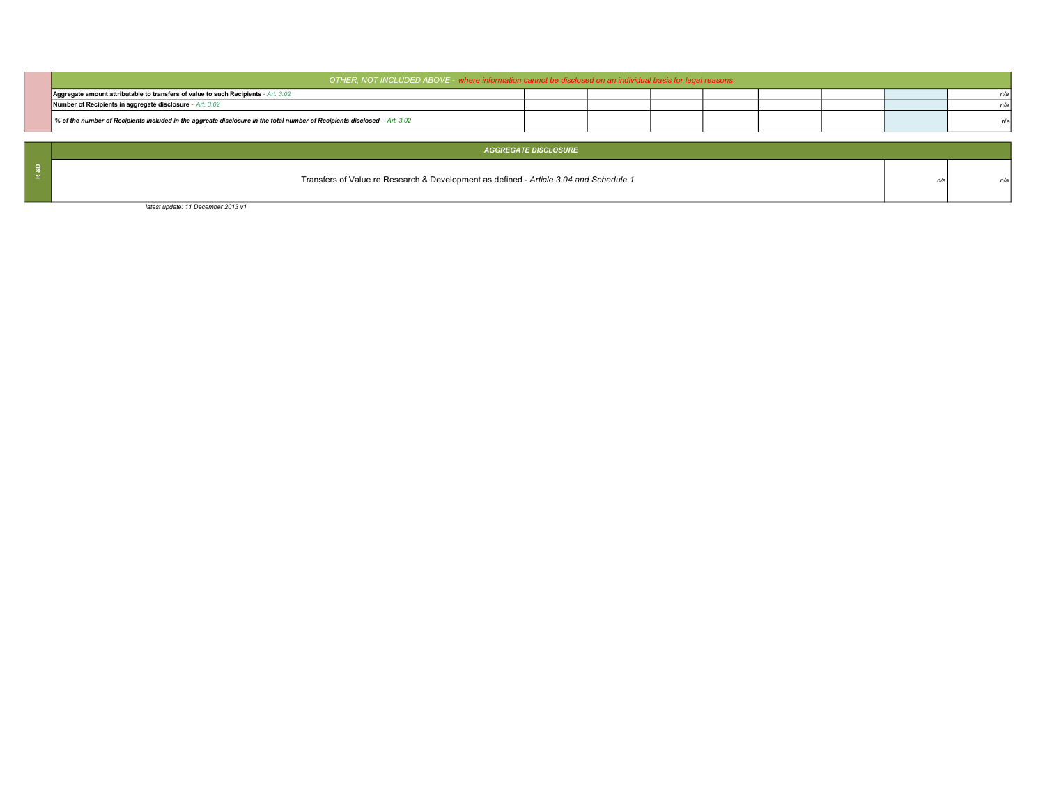| | | | | | | | | | |
|---|---|---|---|---|---|---|---|---|---|
| | *OTHER, NOT INCLUDED ABOVE - where information cannot be disclosed on an individual basis for legal reasons* | | | | | | | | |
| | **Aggregate amount attributable to transfers of value to such Recipients** - *Art. 3.02* | | | | | | | | *n/a* |
| | **Number of Recipients in aggregate disclosure** - *Art. 3.02* | | | | | | | | *n/a* |
| | ***% of the number of Recipients included in the aggreate disclosure in the total number of Recipients disclosed*** - *Art. 3.02* | | | | | | | | n/a |

| | | | |
|---|---|---|---|
| R &D | ***AGGREGATE DISCLOSURE*** | | |
| | Transfers of Value re Research & Development as defined - *Article 3.04 and Schedule 1* | *n/a* | *n/a* |

*latest update: 11 December 2013 v1*